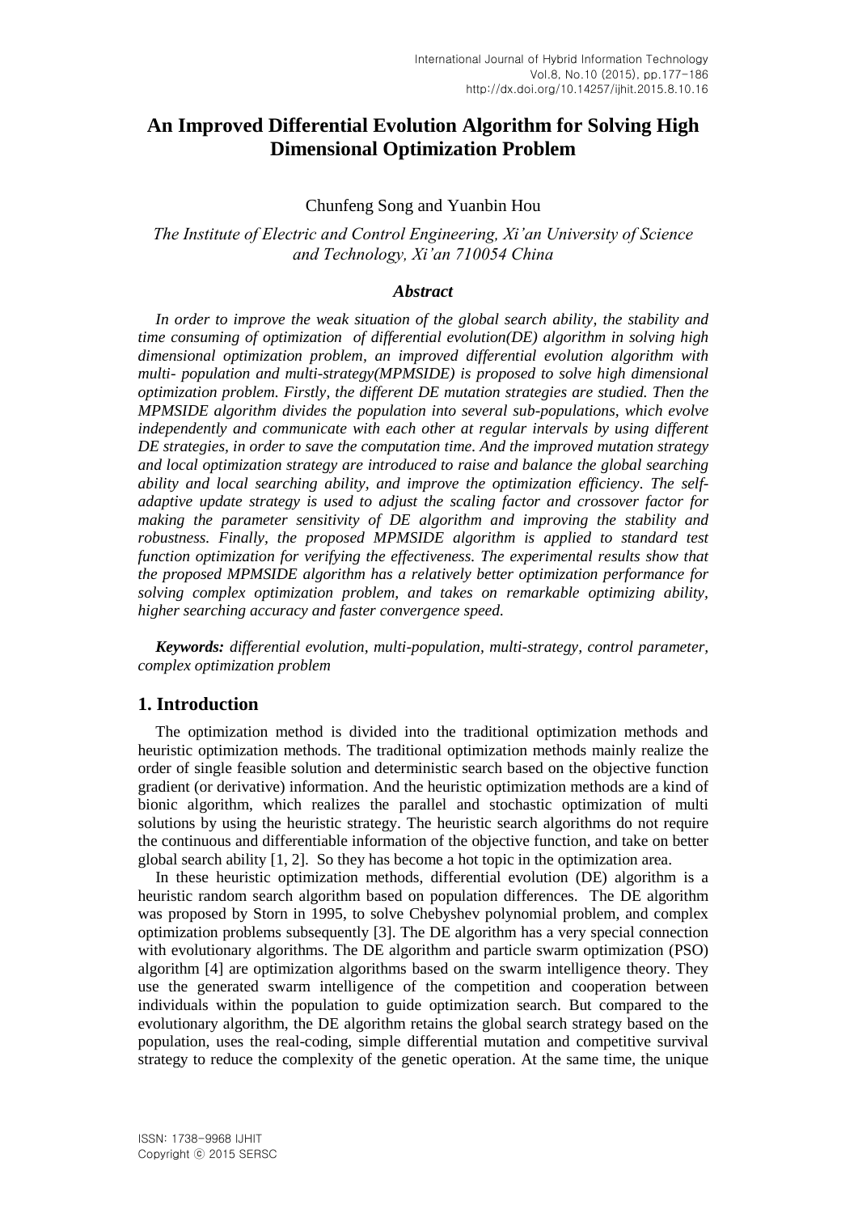# An Improved Differential Evolution Algorithm for Solving High Dimensional Optimization Problem

Chunfeng Song and Yuanbin Hou

*The Institute of Electric and Control Engineering, Xi'an University of Science and Technology, Xi'an 710054 China*

### *Abstract*

*In order to improve the weak situation of the global search ability, the stability and time consuming of optimization of differential evolution(DE) algorithm in solving high dimensional optimization problem, an improved differential evolution algorithm with multi- population and multi-strategy(MPMSIDE) is proposed to solve high dimensional optimization problem. Firstly, the different DE mutation strategies are studied. Then the MPMSIDE algorithm divides the population into several sub-populations, which evolve independently and communicate with each other at regular intervals by using different DE strategies, in order to save the computation time. And the improved mutation strategy and local optimization strategy are introduced to raise and balance the global searching ability and local searching ability, and improve the optimization efficiency. The self-adaptive update strategy is used to adjust the scaling factor and crossover factor for making the parameter sensitivity of DE algorithm and improving the stability and robustness. Finally, the proposed MPMSIDE algorithm is applied to standard test function optimization for verifying the effectiveness. The experimental results show that the proposed MPMSIDE algorithm has a relatively better optimization performance for solving complex optimization problem, and takes on remarkable optimizing ability, higher searching accuracy and faster convergence speed.*

***Keywords:*** *differential evolution, multi-population, multi-strategy, control parameter, complex optimization problem*

## 1. Introduction

The optimization method is divided into the traditional optimization methods and heuristic optimization methods. The traditional optimization methods mainly realize the order of single feasible solution and deterministic search based on the objective function gradient (or derivative) information. And the heuristic optimization methods are a kind of bionic algorithm, which realizes the parallel and stochastic optimization of multi solutions by using the heuristic strategy. The heuristic search algorithms do not require the continuous and differentiable information of the objective function, and take on better global search ability [1, 2]. So they has become a hot topic in the optimization area.

In these heuristic optimization methods, differential evolution (DE) algorithm is a heuristic random search algorithm based on population differences. The DE algorithm was proposed by Storn in 1995, to solve Chebyshev polynomial problem, and complex optimization problems subsequently [3]. The DE algorithm has a very special connection with evolutionary algorithms. The DE algorithm and particle swarm optimization (PSO) algorithm [4] are optimization algorithms based on the swarm intelligence theory. They use the generated swarm intelligence of the competition and cooperation between individuals within the population to guide optimization search. But compared to the evolutionary algorithm, the DE algorithm retains the global search strategy based on the population, uses the real-coding, simple differential mutation and competitive survival strategy to reduce the complexity of the genetic operation. At the same time, the unique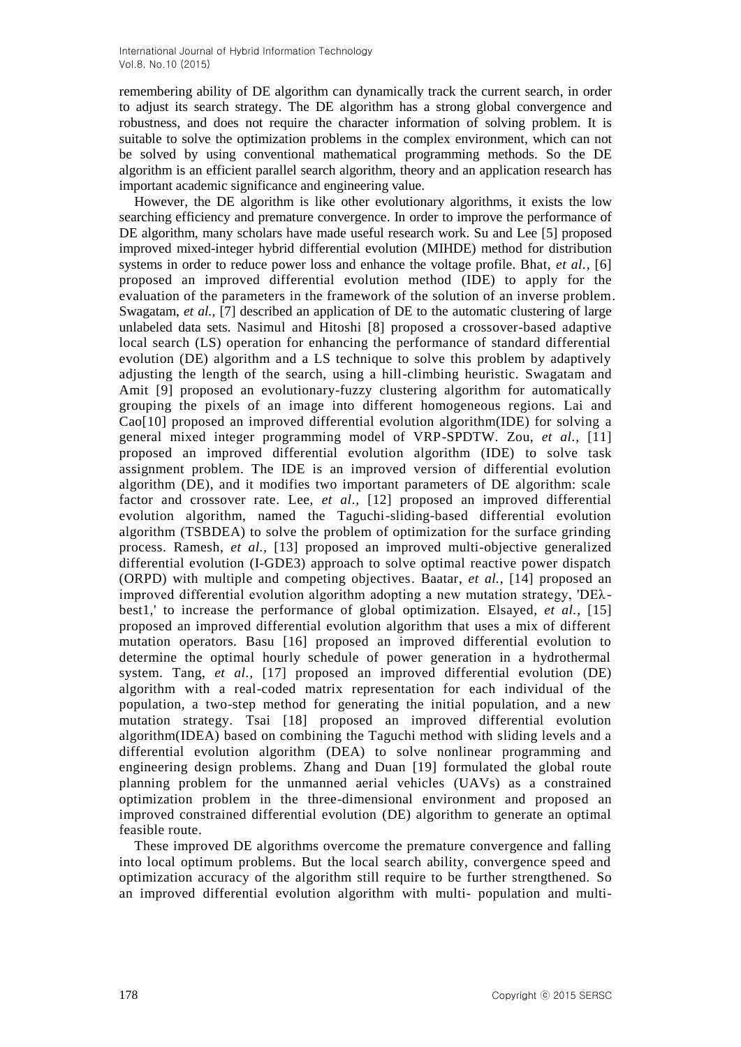remembering ability of DE algorithm can dynamically track the current search, in order to adjust its search strategy. The DE algorithm has a strong global convergence and robustness, and does not require the character information of solving problem. It is suitable to solve the optimization problems in the complex environment, which can not be solved by using conventional mathematical programming methods. So the DE algorithm is an efficient parallel search algorithm, theory and an application research has important academic significance and engineering value.

However, the DE algorithm is like other evolutionary algorithms, it exists the low searching efficiency and premature convergence. In order to improve the performance of DE algorithm, many scholars have made useful research work. Su and Lee [5] proposed improved mixed-integer hybrid differential evolution (MIHDE) method for distribution systems in order to reduce power loss and enhance the voltage profile. Bhat, *et al.,* [6] proposed an improved differential evolution method (IDE) to apply for the evaluation of the parameters in the framework of the solution of an inverse problem. Swagatam, *et al.,* [7] described an application of DE to the automatic clustering of large unlabeled data sets. Nasimul and Hitoshi [8] proposed a crossover-based adaptive local search (LS) operation for enhancing the performance of standard differential evolution (DE) algorithm and a LS technique to solve this problem by adaptively adjusting the length of the search, using a hill-climbing heuristic. Swagatam and Amit [9] proposed an evolutionary-fuzzy clustering algorithm for automatically grouping the pixels of an image into different homogeneous regions. Lai and Cao[10] proposed an improved differential evolution algorithm(IDE) for solving a general mixed integer programming model of VRP-SPDTW. Zou, *et al.,* [11] proposed an improved differential evolution algorithm (IDE) to solve task assignment problem. The IDE is an improved version of differential evolution algorithm (DE), and it modifies two important parameters of DE algorithm: scale factor and crossover rate. Lee, *et al.,* [12] proposed an improved differential evolution algorithm, named the Taguchi-sliding-based differential evolution algorithm (TSBDEA) to solve the problem of optimization for the surface grinding process. Ramesh, *et al.,* [13] proposed an improved multi-objective generalized differential evolution (I-GDE3) approach to solve optimal reactive power dispatch (ORPD) with multiple and competing objectives. Baatar, *et al.,* [14] proposed an improved differential evolution algorithm adopting a new mutation strategy, 'DEλ-best1,' to increase the performance of global optimization. Elsayed, *et al.,* [15] proposed an improved differential evolution algorithm that uses a mix of different mutation operators. Basu [16] proposed an improved differential evolution to determine the optimal hourly schedule of power generation in a hydrothermal system. Tang, *et al.,* [17] proposed an improved differential evolution (DE) algorithm with a real-coded matrix representation for each individual of the population, a two-step method for generating the initial population, and a new mutation strategy. Tsai [18] proposed an improved differential evolution algorithm(IDEA) based on combining the Taguchi method with sliding levels and a differential evolution algorithm (DEA) to solve nonlinear programming and engineering design problems. Zhang and Duan [19] formulated the global route planning problem for the unmanned aerial vehicles (UAVs) as a constrained optimization problem in the three-dimensional environment and proposed an improved constrained differential evolution (DE) algorithm to generate an optimal feasible route.

These improved DE algorithms overcome the premature convergence and falling into local optimum problems. But the local search ability, convergence speed and optimization accuracy of the algorithm still require to be further strengthened. So an improved differential evolution algorithm with multi- population and multi-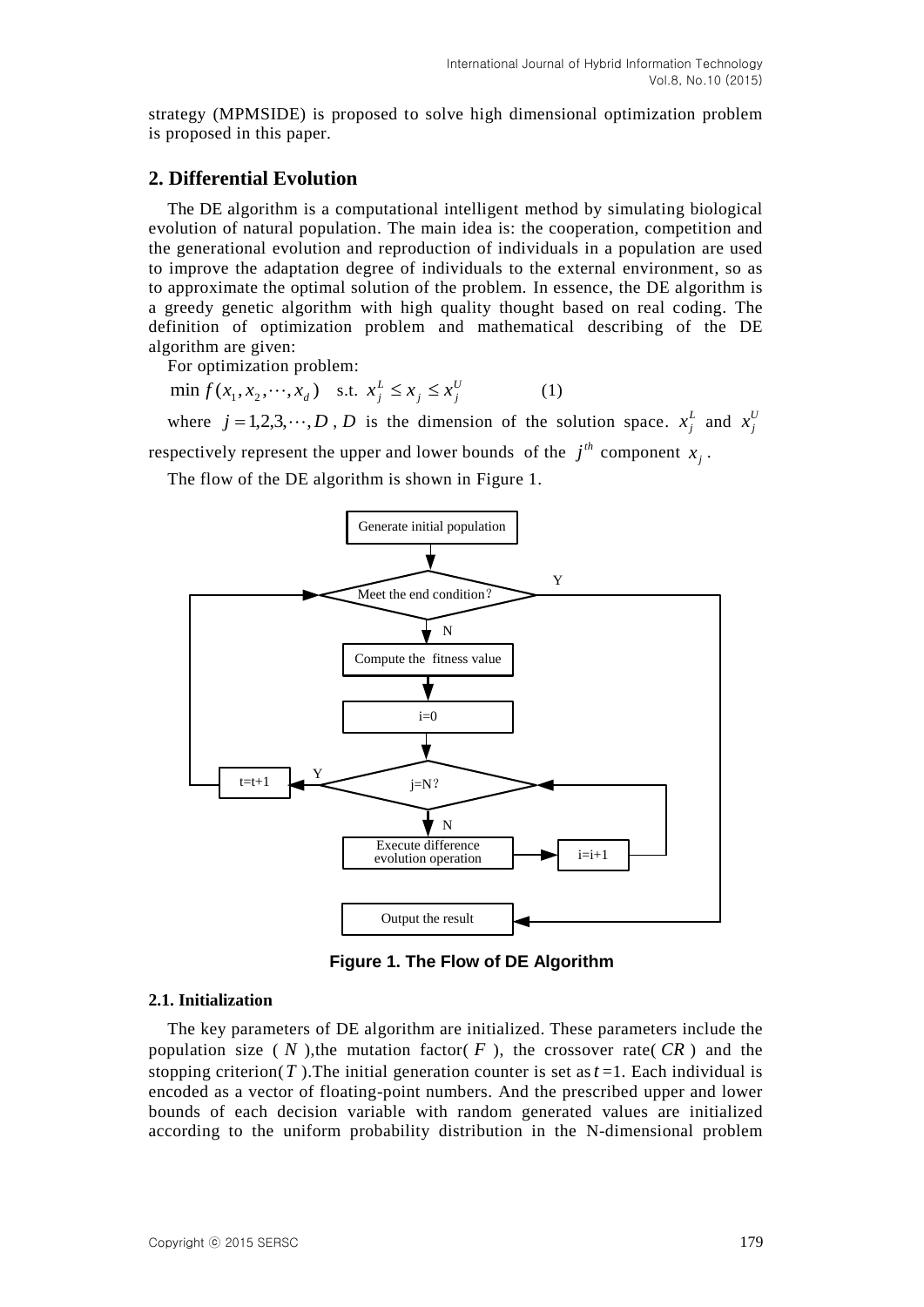strategy (MPMSIDE) is proposed to solve high dimensional optimization problem is proposed in this paper.

## 2. Differential Evolution

The DE algorithm is a computational intelligent method by simulating biological evolution of natural population. The main idea is: the cooperation, competition and the generational evolution and reproduction of individuals in a population are used to improve the adaptation degree of individuals to the external environment, so as to approximate the optimal solution of the problem. In essence, the DE algorithm is a greedy genetic algorithm with high quality thought based on real coding. The definition of optimization problem and mathematical describing of the DE algorithm are given:

For optimization problem:

$$\min f(x_1, x_2, \cdots, x_d) \quad \text{s.t. } x_j^L \le x_j \le x_j^U \tag{1}$$

where $j = 1,2,3,\cdots,D$ , $D$ is the dimension of the solution space. $x_j^L$ and $x_j^U$ respectively represent the upper and lower bounds of the $j^{th}$ component $x_j$ .

The flow of the DE algorithm is shown in Figure 1.

**Figure 1. The Flow of DE Algorithm**

### 2.1. Initialization

The key parameters of DE algorithm are initialized. These parameters include the population size ( $N$ ),the mutation factor( $F$ ), the crossover rate( $CR$ ) and the stopping criterion( $T$ ).The initial generation counter is set as $t$ =1. Each individual is encoded as a vector of floating-point numbers. And the prescribed upper and lower bounds of each decision variable with random generated values are initialized according to the uniform probability distribution in the N-dimensional problem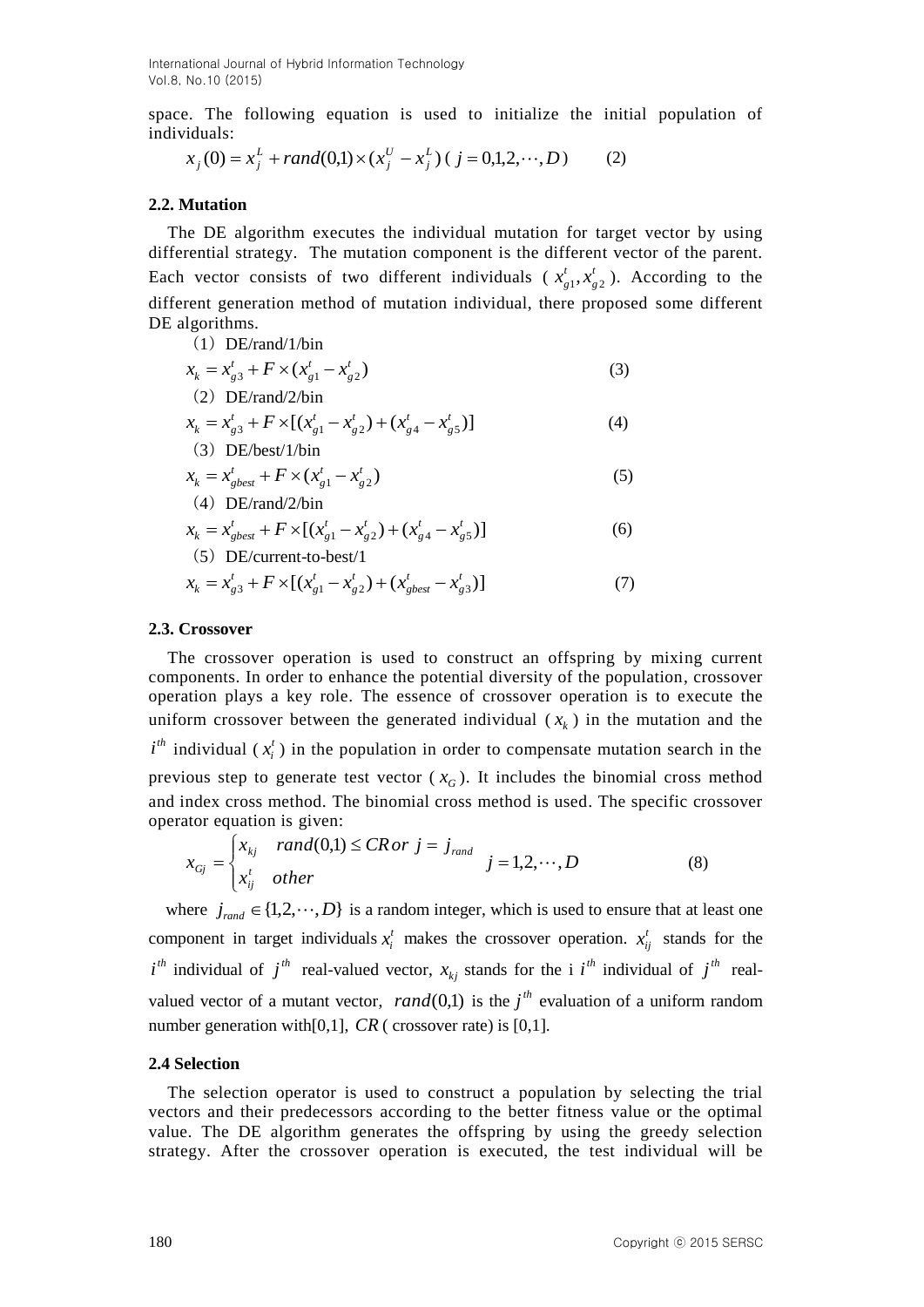space. The following equation is used to initialize the initial population of individuals:

$$x_j(0) = x_j^L + rand(0,1) \times (x_j^U - x_j^L) \; (j = 0,1,2,\cdots,D) \qquad (2)$$

### 2.2. Mutation

The DE algorithm executes the individual mutation for target vector by using differential strategy. The mutation component is the different vector of the parent. Each vector consists of two different individuals ( $x_{g1}^t, x_{g2}^t$ ). According to the different generation method of mutation individual, there proposed some different DE algorithms.

（1）DE/rand/1/bin

$$x_k = x_{g3}^t + F \times (x_{g1}^t - x_{g2}^t) \qquad (3)$$

（2）DE/rand/2/bin

$$x_k = x_{g3}^t + F \times [(x_{g1}^t - x_{g2}^t) + (x_{g4}^t - x_{g5}^t)] \qquad (4)$$

（3）DE/best/1/bin

$$x_k = x_{gbest}^t + F \times (x_{g1}^t - x_{g2}^t) \qquad (5)$$

（4）DE/rand/2/bin

$$x_k = x_{gbest}^t + F \times [(x_{g1}^t - x_{g2}^t) + (x_{g4}^t - x_{g5}^t)] \qquad (6)$$

（5）DE/current-to-best/1

$$x_k = x_{g3}^t + F \times [(x_{g1}^t - x_{g2}^t) + (x_{gbest}^t - x_{g3}^t)] \qquad (7)$$

### 2.3. Crossover

The crossover operation is used to construct an offspring by mixing current components. In order to enhance the potential diversity of the population, crossover operation plays a key role. The essence of crossover operation is to execute the uniform crossover between the generated individual ( $x_k$ ) in the mutation and the $i^{th}$ individual ( $x_i^t$ ) in the population in order to compensate mutation search in the previous step to generate test vector ( $x_G$ ). It includes the binomial cross method and index cross method. The binomial cross method is used. The specific crossover operator equation is given:

$$x_{Gj} = \begin{cases} x_{kj} & rand(0,1) \le CR \, or \; j = j_{rand} \\ x_{ij}^t & other \end{cases} \quad j = 1,2,\cdots,D \qquad (8)$$

where $j_{rand} \in \{1,2,\cdots,D\}$ is a random integer, which is used to ensure that at least one component in target individuals $x_i^t$ makes the crossover operation. $x_{ij}^t$ stands for the $i^{th}$ individual of $j^{th}$ real-valued vector, $x_{kj}$ stands for the i $i^{th}$ individual of $j^{th}$ real-valued vector of a mutant vector, $rand(0,1)$ is the $j^{th}$ evaluation of a uniform random number generation with[0,1], $CR$ ( crossover rate) is [0,1].

### 2.4 Selection

The selection operator is used to construct a population by selecting the trial vectors and their predecessors according to the better fitness value or the optimal value. The DE algorithm generates the offspring by using the greedy selection strategy. After the crossover operation is executed, the test individual will be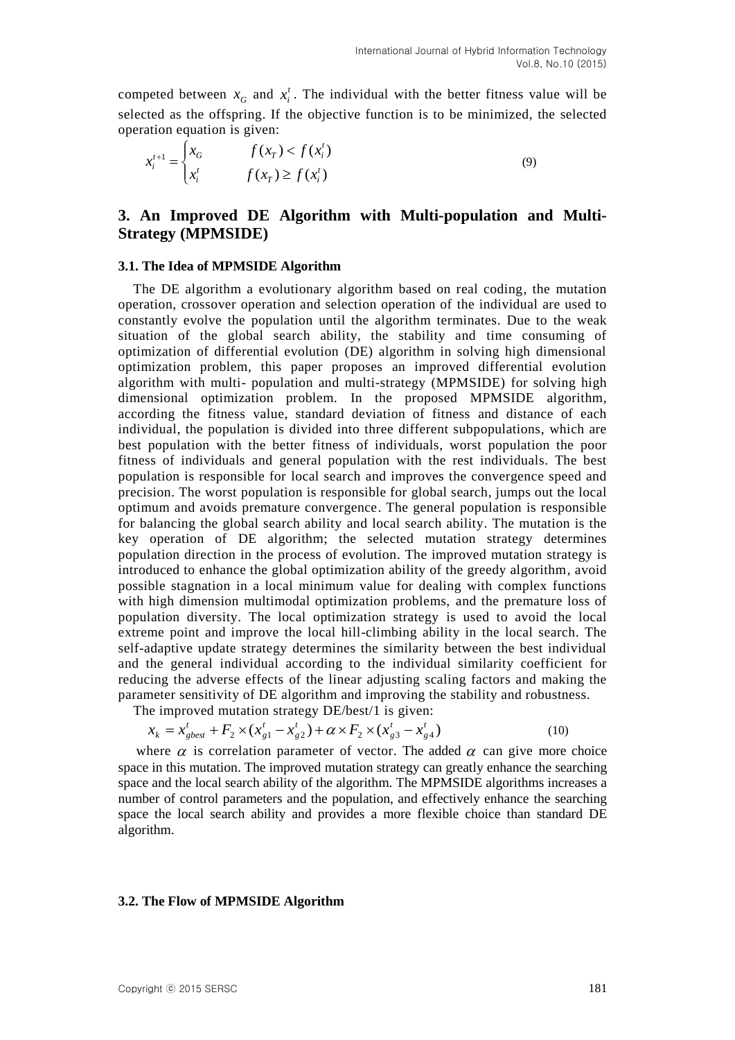competed between $x_G$ and $x_i^t$. The individual with the better fitness value will be selected as the offspring. If the objective function is to be minimized, the selected operation equation is given:

$$x_i^{t+1} = \begin{cases} x_G & f(x_T) < f(x_i^t) \\ x_i^t & f(x_T) \geq f(x_i^t) \end{cases} \tag{9}$$

## 3. An Improved DE Algorithm with Multi-population and Multi-Strategy (MPMSIDE)

### 3.1. The Idea of MPMSIDE Algorithm

The DE algorithm a evolutionary algorithm based on real coding, the mutation operation, crossover operation and selection operation of the individual are used to constantly evolve the population until the algorithm terminates. Due to the weak situation of the global search ability, the stability and time consuming of optimization of differential evolution (DE) algorithm in solving high dimensional optimization problem, this paper proposes an improved differential evolution algorithm with multi- population and multi-strategy (MPMSIDE) for solving high dimensional optimization problem. In the proposed MPMSIDE algorithm, according the fitness value, standard deviation of fitness and distance of each individual, the population is divided into three different subpopulations, which are best population with the better fitness of individuals, worst population the poor fitness of individuals and general population with the rest individuals. The best population is responsible for local search and improves the convergence speed and precision. The worst population is responsible for global search, jumps out the local optimum and avoids premature convergence. The general population is responsible for balancing the global search ability and local search ability. The mutation is the key operation of DE algorithm; the selected mutation strategy determines population direction in the process of evolution. The improved mutation strategy is introduced to enhance the global optimization ability of the greedy algorithm, avoid possible stagnation in a local minimum value for dealing with complex functions with high dimension multimodal optimization problems, and the premature loss of population diversity. The local optimization strategy is used to avoid the local extreme point and improve the local hill-climbing ability in the local search. The self-adaptive update strategy determines the similarity between the best individual and the general individual according to the individual similarity coefficient for reducing the adverse effects of the linear adjusting scaling factors and making the parameter sensitivity of DE algorithm and improving the stability and robustness.

The improved mutation strategy DE/best/1 is given:

$$x_k = x_{gbest}^t + F_2 \times (x_{g1}^t - x_{g2}^t) + \alpha \times F_2 \times (x_{g3}^t - x_{g4}^t) \tag{10}$$

where $\alpha$ is correlation parameter of vector. The added $\alpha$ can give more choice space in this mutation. The improved mutation strategy can greatly enhance the searching space and the local search ability of the algorithm. The MPMSIDE algorithms increases a number of control parameters and the population, and effectively enhance the searching space the local search ability and provides a more flexible choice than standard DE algorithm.

### 3.2. The Flow of MPMSIDE Algorithm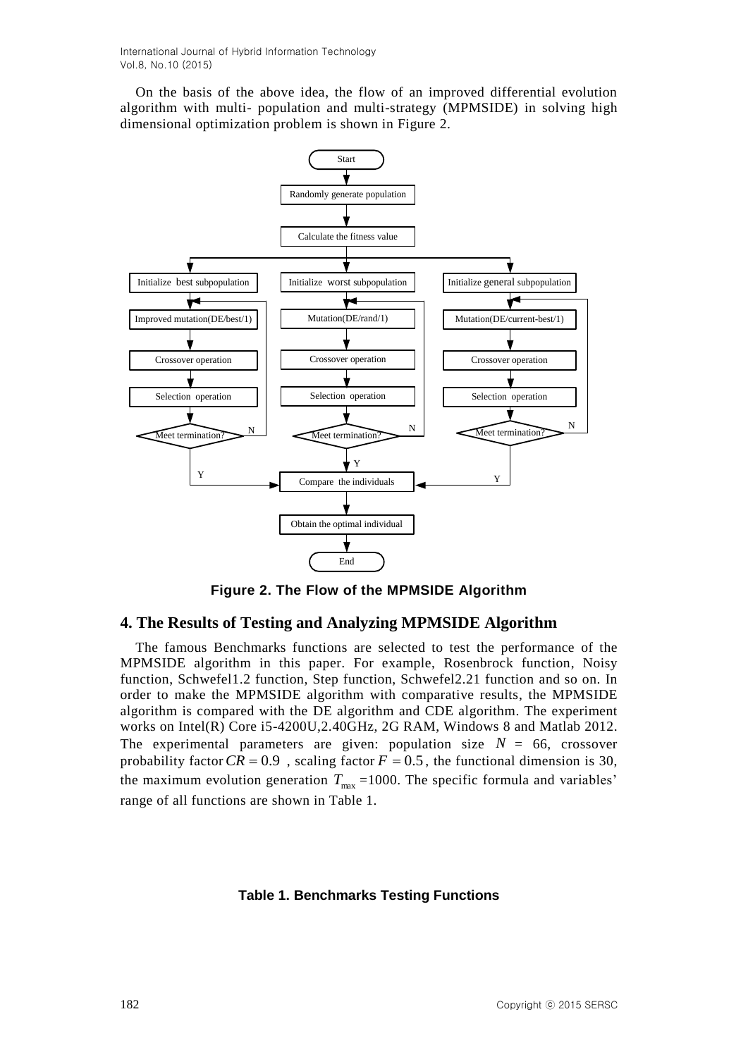On the basis of the above idea, the flow of an improved differential evolution algorithm with multi- population and multi-strategy (MPMSIDE) in solving high dimensional optimization problem is shown in Figure 2.

**Figure 2. The Flow of the MPMSIDE Algorithm**

## 4. The Results of Testing and Analyzing MPMSIDE Algorithm

The famous Benchmarks functions are selected to test the performance of the MPMSIDE algorithm in this paper. For example, Rosenbrock function, Noisy function, Schwefel1.2 function, Step function, Schwefel2.21 function and so on. In order to make the MPMSIDE algorithm with comparative results, the MPMSIDE algorithm is compared with the DE algorithm and CDE algorithm. The experiment works on Intel(R) Core i5-4200U,2.40GHz, 2G RAM, Windows 8 and Matlab 2012. The experimental parameters are given: population size $N$ = 66, crossover probability factor $CR = 0.9$ , scaling factor $F = 0.5$, the functional dimension is 30, the maximum evolution generation $T_{\max}$ =1000. The specific formula and variables' range of all functions are shown in Table 1.

**Table 1. Benchmarks Testing Functions**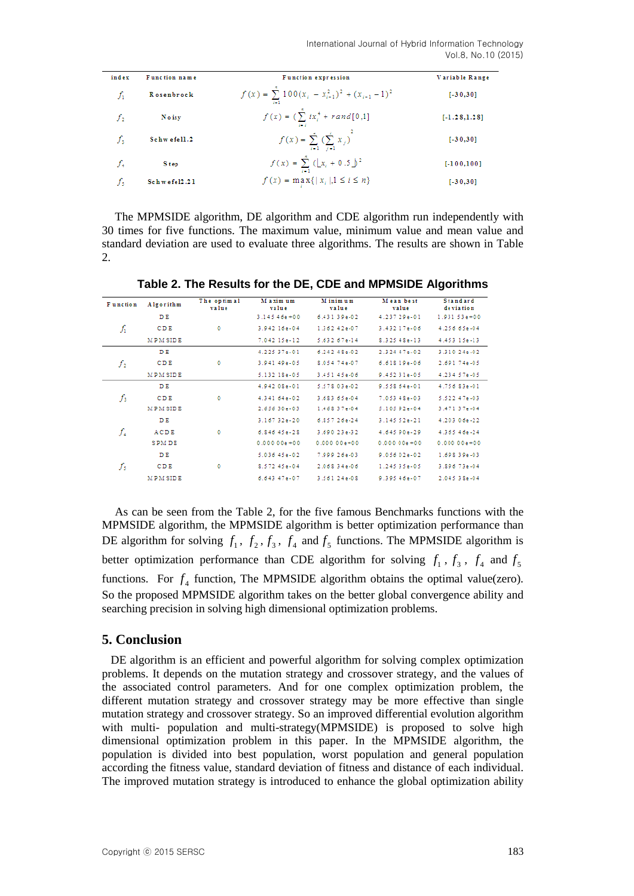| index | Function name | Function expression | Variable Range |
|---|---|---|---|
| $f_1$ | Rosenbrock | $f(x)=\sum_{i=1}^{n}100(x_i - x_{i-1}^2)^2+(x_{i-1}-1)^2$ | [-30,30] |
| $f_2$ | Noisy | $f(x)=(\sum_{i=1}^{n} ix_i^4 + rand[0,1]$ | [-1.28,1.28] |
| $f_3$ | Schwefell.2 | $f(x)=\sum_{i=1}^{n}(\sum_{j=1}^{i} x_j)^2$ | [-30,30] |
| $f_4$ | Step | $f(x)=\sum_{i=1}^{n}(\lfloor x_i + 0.5 \rfloor)^2$ | [-100,100] |
| $f_5$ | Schwefel2.21 | $f(x)=\max_i\{\lvert x_i \rvert, 1 \le i \le n\}$ | [-30,30] |

The MPMSIDE algorithm, DE algorithm and CDE algorithm run independently with 30 times for five functions. The maximum value, minimum value and mean value and standard deviation are used to evaluate three algorithms. The results are shown in Table 2.

**Table 2. The Results for the DE, CDE and MPMSIDE Algorithms**

| Function | Algorithm | The optimal value | Maximum value | Minimum value | Mean best value | Standard deviation |
|---|---|---|---|---|---|---|
| $f_1$ | DE | 0 | 3.14546e+00 | 6.43139e-02 | 4.23729e-01 | 1.93153e+00 |
| | CDE | | 3.94216e-04 | 1.36242e-07 | 3.43217e-06 | 4.25665e-04 |
| | MPMSIDE | | 7.04215e-12 | 5.63267e-14 | 8.32548e-13 | 4.45315e-13 |
| $f_2$ | DE | 0 | 4.22537e-01 | 6.24248e-02 | 2.32447e-02 | 3.31024e-02 |
| | CDE | | 3.94149e-05 | 8.05474e-07 | 6.61819e-06 | 2.69174e-05 |
| | MPMSIDE | | 5.13218e-05 | 3.45145e-06 | 9.45231e-05 | 4.23457e-05 |
| $f_3$ | DE | 0 | 4.94208e-01 | 5.57803e-02 | 9.55864e-01 | 4.75683e-01 |
| | CDE | | 4.34164e-02 | 3.68365e-04 | 7.05348e-03 | 5.52247e-03 |
| | MPMSIDE | | 2.65630e-03 | 1.46837e-04 | 5.10592e-04 | 3.47137e-04 |
| $f_4$ | DE | 0 | 3.16732e-20 | 6.85726e-24 | 3.14552e-21 | 4.20306e-22 |
| | ACDE | | 6.84645e-28 | 3.69023e-32 | 4.64590e-29 | 4.36546e-24 |
| | SPMDE | | 0.00000e+00 | 0.00000e+00 | 0.00000e+00 | 0.00000e+00 |
| $f_5$ | DE | 0 | 5.03645e-02 | 7.99926e-03 | 9.05602e-02 | 1.69839e-03 |
| | CDE | | 8.57245e-04 | 2.06834e-06 | 1.24535e-05 | 3.89673e-04 |
| | MPMSIDE | | 6.64347e-07 | 3.56124e-08 | 9.39546e-07 | 2.04538e-04 |

As can be seen from the Table 2, for the five famous Benchmarks functions with the MPMSIDE algorithm, the MPMSIDE algorithm is better optimization performance than DE algorithm for solving $f_1$, $f_2$, $f_3$, $f_4$ and $f_5$ functions. The MPMSIDE algorithm is better optimization performance than CDE algorithm for solving $f_1$, $f_3$, $f_4$ and $f_5$ functions. For $f_4$ function, The MPMSIDE algorithm obtains the optimal value(zero). So the proposed MPMSIDE algorithm takes on the better global convergence ability and searching precision in solving high dimensional optimization problems.

## 5. Conclusion

DE algorithm is an efficient and powerful algorithm for solving complex optimization problems. It depends on the mutation strategy and crossover strategy, and the values of the associated control parameters. And for one complex optimization problem, the different mutation strategy and crossover strategy may be more effective than single mutation strategy and crossover strategy. So an improved differential evolution algorithm with multi- population and multi-strategy(MPMSIDE) is proposed to solve high dimensional optimization problem in this paper. In the MPMSIDE algorithm, the population is divided into best population, worst population and general population according the fitness value, standard deviation of fitness and distance of each individual. The improved mutation strategy is introduced to enhance the global optimization ability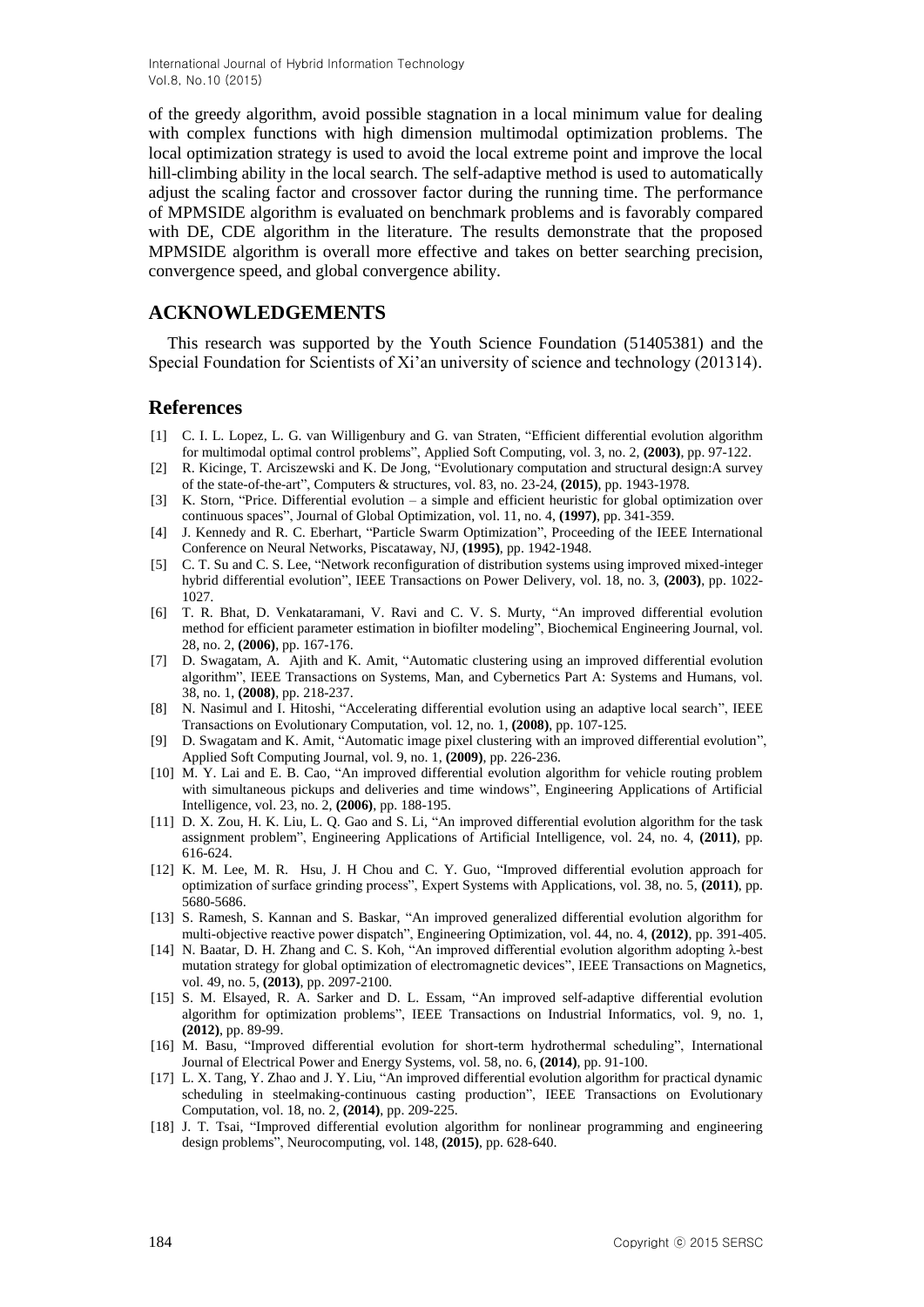of the greedy algorithm, avoid possible stagnation in a local minimum value for dealing with complex functions with high dimension multimodal optimization problems. The local optimization strategy is used to avoid the local extreme point and improve the local hill-climbing ability in the local search. The self-adaptive method is used to automatically adjust the scaling factor and crossover factor during the running time. The performance of MPMSIDE algorithm is evaluated on benchmark problems and is favorably compared with DE, CDE algorithm in the literature. The results demonstrate that the proposed MPMSIDE algorithm is overall more effective and takes on better searching precision, convergence speed, and global convergence ability.

## ACKNOWLEDGEMENTS

This research was supported by the Youth Science Foundation (51405381) and the Special Foundation for Scientists of Xi'an university of science and technology (201314).

## References

[1] C. I. L. Lopez, L. G. van Willigenbury and G. van Straten, "Efficient differential evolution algorithm for multimodal optimal control problems", Applied Soft Computing, vol. 3, no. 2, **(2003)**, pp. 97-122.

[2] R. Kicinge, T. Arciszewski and K. De Jong, "Evolutionary computation and structural design:A survey of the state-of-the-art", Computers & structures, vol. 83, no. 23-24, **(2015)**, pp. 1943-1978.

[3] K. Storn, "Price. Differential evolution – a simple and efficient heuristic for global optimization over continuous spaces", Journal of Global Optimization, vol. 11, no. 4, **(1997)**, pp. 341-359.

[4] J. Kennedy and R. C. Eberhart, "Particle Swarm Optimization", Proceeding of the IEEE International Conference on Neural Networks, Piscataway, NJ, **(1995)**, pp. 1942-1948.

[5] C. T. Su and C. S. Lee, "Network reconfiguration of distribution systems using improved mixed-integer hybrid differential evolution", IEEE Transactions on Power Delivery, vol. 18, no. 3, **(2003)**, pp. 1022-1027.

[6] T. R. Bhat, D. Venkataramani, V. Ravi and C. V. S. Murty, "An improved differential evolution method for efficient parameter estimation in biofilter modeling", Biochemical Engineering Journal, vol. 28, no. 2, **(2006)**, pp. 167-176.

[7] D. Swagatam, A. Ajith and K. Amit, "Automatic clustering using an improved differential evolution algorithm", IEEE Transactions on Systems, Man, and Cybernetics Part A: Systems and Humans, vol. 38, no. 1, **(2008)**, pp. 218-237.

[8] N. Nasimul and I. Hitoshi, "Accelerating differential evolution using an adaptive local search", IEEE Transactions on Evolutionary Computation, vol. 12, no. 1, **(2008)**, pp. 107-125.

[9] D. Swagatam and K. Amit, "Automatic image pixel clustering with an improved differential evolution", Applied Soft Computing Journal, vol. 9, no. 1, **(2009)**, pp. 226-236.

[10] M. Y. Lai and E. B. Cao, "An improved differential evolution algorithm for vehicle routing problem with simultaneous pickups and deliveries and time windows", Engineering Applications of Artificial Intelligence, vol. 23, no. 2, **(2006)**, pp. 188-195.

[11] D. X. Zou, H. K. Liu, L. Q. Gao and S. Li, "An improved differential evolution algorithm for the task assignment problem", Engineering Applications of Artificial Intelligence, vol. 24, no. 4, **(2011)**, pp. 616-624.

[12] K. M. Lee, M. R. Hsu, J. H Chou and C. Y. Guo, "Improved differential evolution approach for optimization of surface grinding process", Expert Systems with Applications, vol. 38, no. 5, **(2011)**, pp. 5680-5686.

[13] S. Ramesh, S. Kannan and S. Baskar, "An improved generalized differential evolution algorithm for multi-objective reactive power dispatch", Engineering Optimization, vol. 44, no. 4, **(2012)**, pp. 391-405.

[14] N. Baatar, D. H. Zhang and C. S. Koh, "An improved differential evolution algorithm adopting λ-best mutation strategy for global optimization of electromagnetic devices", IEEE Transactions on Magnetics, vol. 49, no. 5, **(2013)**, pp. 2097-2100.

[15] S. M. Elsayed, R. A. Sarker and D. L. Essam, "An improved self-adaptive differential evolution algorithm for optimization problems", IEEE Transactions on Industrial Informatics, vol. 9, no. 1, **(2012)**, pp. 89-99.

[16] M. Basu, "Improved differential evolution for short-term hydrothermal scheduling", International Journal of Electrical Power and Energy Systems, vol. 58, no. 6, **(2014)**, pp. 91-100.

[17] L. X. Tang, Y. Zhao and J. Y. Liu, "An improved differential evolution algorithm for practical dynamic scheduling in steelmaking-continuous casting production", IEEE Transactions on Evolutionary Computation, vol. 18, no. 2, **(2014)**, pp. 209-225.

[18] J. T. Tsai, "Improved differential evolution algorithm for nonlinear programming and engineering design problems", Neurocomputing, vol. 148, **(2015)**, pp. 628-640.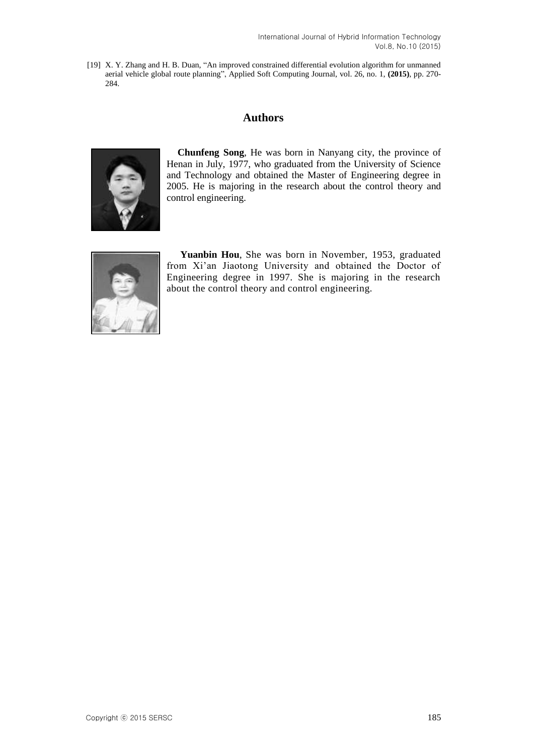[19] X. Y. Zhang and H. B. Duan, "An improved constrained differential evolution algorithm for unmanned aerial vehicle global route planning", Applied Soft Computing Journal, vol. 26, no. 1, **(2015)**, pp. 270-284.

## Authors

**Chunfeng Song**, He was born in Nanyang city, the province of Henan in July, 1977, who graduated from the University of Science and Technology and obtained the Master of Engineering degree in 2005. He is majoring in the research about the control theory and control engineering.

**Yuanbin Hou**, She was born in November, 1953, graduated from Xi'an Jiaotong University and obtained the Doctor of Engineering degree in 1997. She is majoring in the research about the control theory and control engineering.